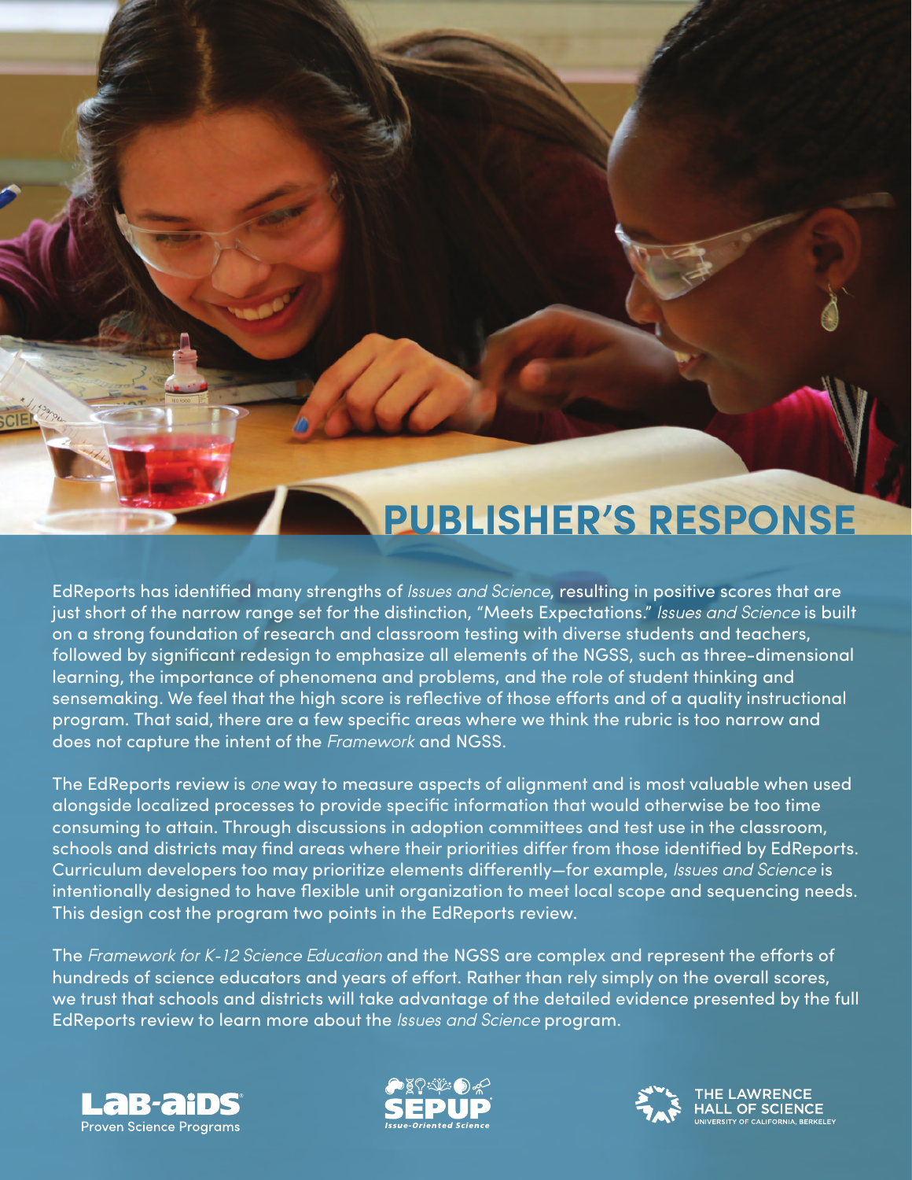# PUBLISHER'S RESPONSE

EdReports has identified many strengths of *Issues and Science*, resulting in positive scores that are just short of the narrow range set for the distinction, "Meets Expectations." *Issues and Science* is built on a strong foundation of research and classroom testing with diverse students and teachers, followed by significant redesign to emphasize all elements of the NGSS, such as three-dimensional learning, the importance of phenomena and problems, and the role of student thinking and sensemaking. We feel that the high score is reflective of those efforts and of a quality instructional program. That said, there are a few specific areas where we think the rubric is too narrow and does not capture the intent of the *Framework* and NGSS.

The EdReports review is *one* way to measure aspects of alignment and is most valuable when used alongside localized processes to provide specific information that would otherwise be too time consuming to attain. Through discussions in adoption committees and test use in the classroom, schools and districts may find areas where their priorities differ from those identified by EdReports. Curriculum developers too may prioritize elements differently—for example, *Issues and Science* is intentionally designed to have flexible unit organization to meet local scope and sequencing needs. This design cost the program two points in the EdReports review.

The *Framework for K-12 Science Education* and the NGSS are complex and represent the efforts of hundreds of science educators and years of effort. Rather than rely simply on the overall scores, we trust that schools and districts will take advantage of the detailed evidence presented by the full EdReports review to learn more about the *Issues and Science* program.

LAB-AIDS® Proven Science Programs

SEPUP® Issue-Oriented Science

THE LAWRENCE HALL OF SCIENCE
UNIVERSITY OF CALIFORNIA, BERKELEY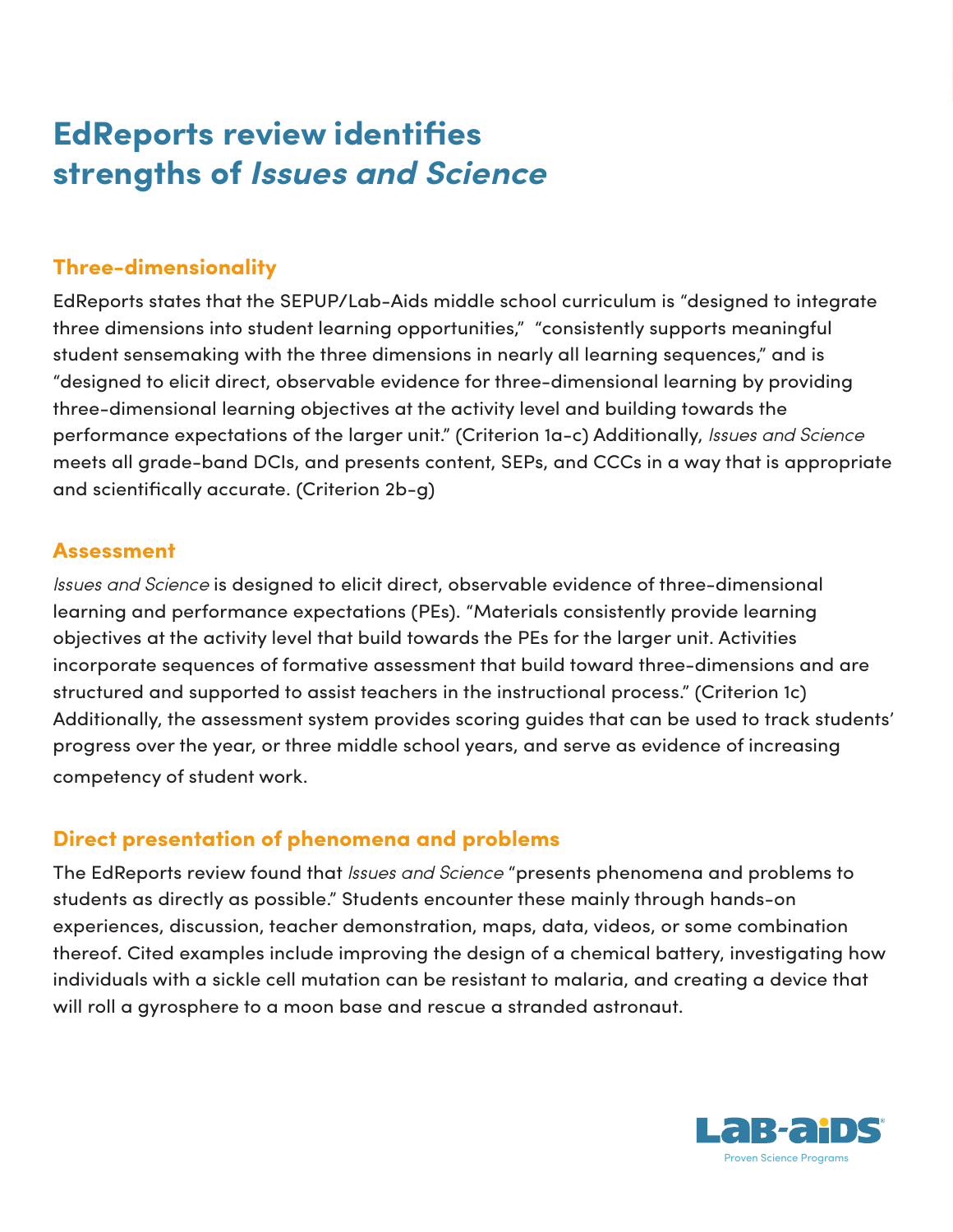# EdReports review identifies strengths of *Issues and Science*

## Three-dimensionality

EdReports states that the SEPUP/Lab-Aids middle school curriculum is "designed to integrate three dimensions into student learning opportunities," "consistently supports meaningful student sensemaking with the three dimensions in nearly all learning sequences," and is "designed to elicit direct, observable evidence for three-dimensional learning by providing three-dimensional learning objectives at the activity level and building towards the performance expectations of the larger unit." (Criterion 1a-c) Additionally, *Issues and Science* meets all grade-band DCIs, and presents content, SEPs, and CCCs in a way that is appropriate and scientifically accurate. (Criterion 2b-g)

## Assessment

*Issues and Science* is designed to elicit direct, observable evidence of three-dimensional learning and performance expectations (PEs). "Materials consistently provide learning objectives at the activity level that build towards the PEs for the larger unit. Activities incorporate sequences of formative assessment that build toward three-dimensions and are structured and supported to assist teachers in the instructional process." (Criterion 1c) Additionally, the assessment system provides scoring guides that can be used to track students' progress over the year, or three middle school years, and serve as evidence of increasing competency of student work.

## Direct presentation of phenomena and problems

The EdReports review found that *Issues and Science* "presents phenomena and problems to students as directly as possible." Students encounter these mainly through hands-on experiences, discussion, teacher demonstration, maps, data, videos, or some combination thereof. Cited examples include improving the design of a chemical battery, investigating how individuals with a sickle cell mutation can be resistant to malaria, and creating a device that will roll a gyrosphere to a moon base and rescue a stranded astronaut.

LAB-AIDS®
Proven Science Programs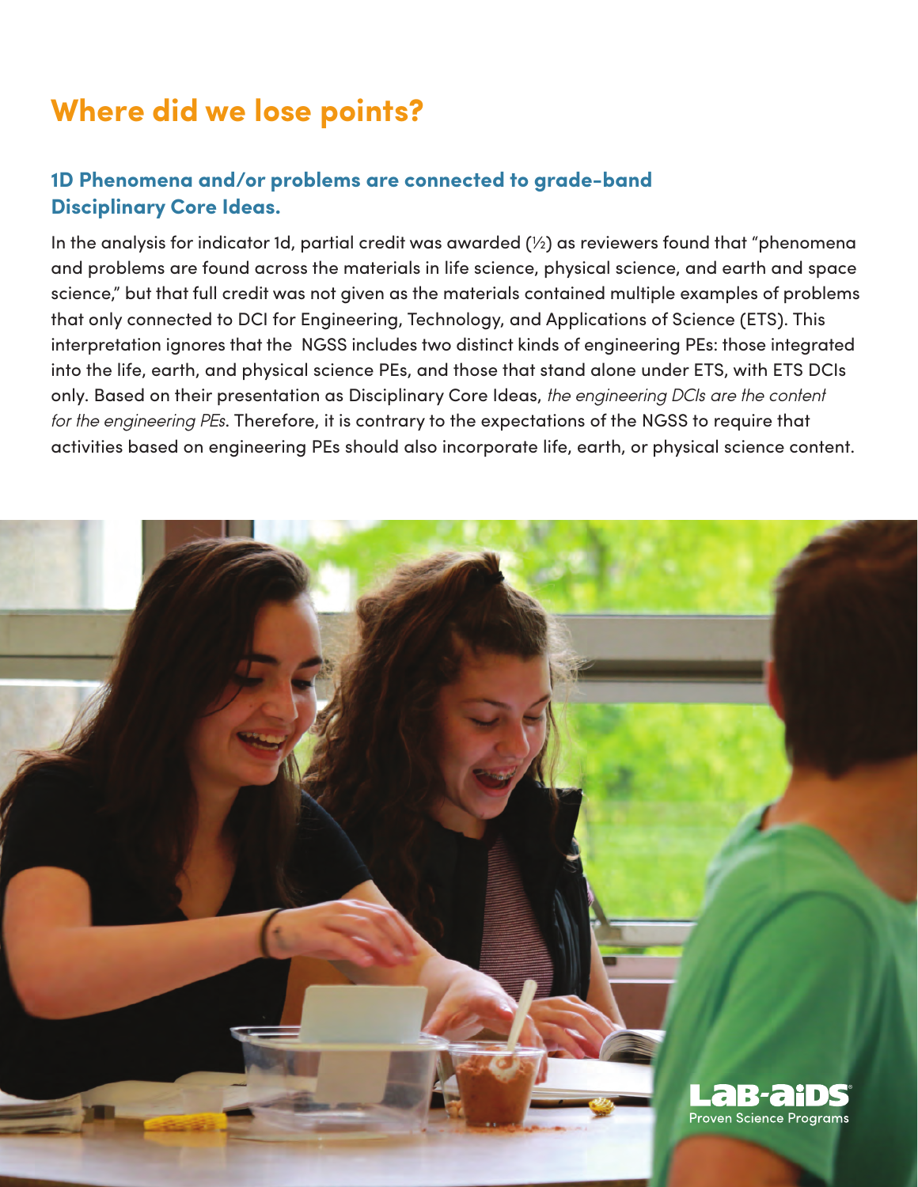# Where did we lose points?

## 1D Phenomena and/or problems are connected to grade-band Disciplinary Core Ideas.

In the analysis for indicator 1d, partial credit was awarded (½) as reviewers found that "phenomena and problems are found across the materials in life science, physical science, and earth and space science," but that full credit was not given as the materials contained multiple examples of problems that only connected to DCI for Engineering, Technology, and Applications of Science (ETS). This interpretation ignores that the NGSS includes two distinct kinds of engineering PEs: those integrated into the life, earth, and physical science PEs, and those that stand alone under ETS, with ETS DCIs only. Based on their presentation as Disciplinary Core Ideas, *the engineering DCIs are the content for the engineering PEs*. Therefore, it is contrary to the expectations of the NGSS to require that activities based on engineering PEs should also incorporate life, earth, or physical science content.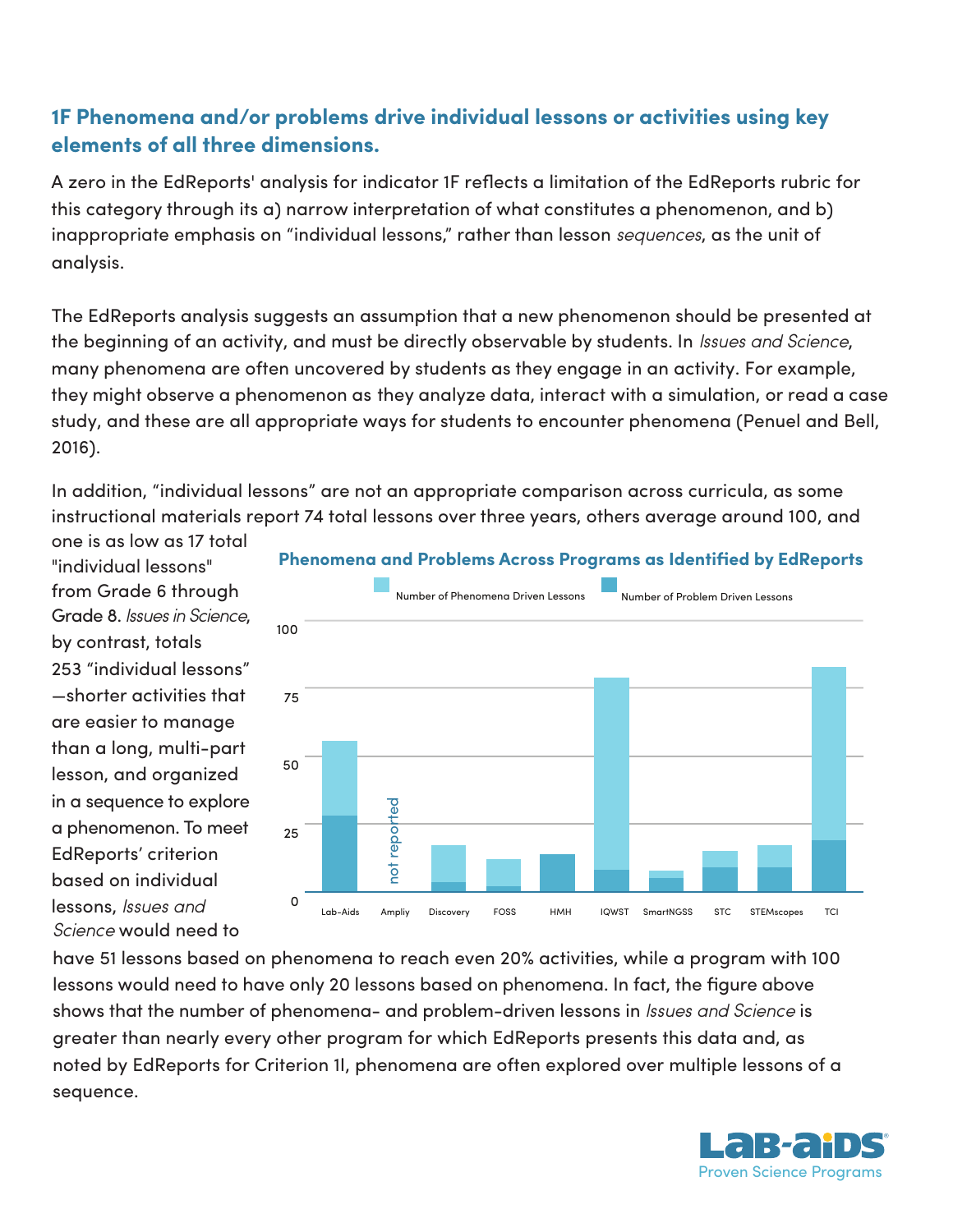## 1F Phenomena and/or problems drive individual lessons or activities using key elements of all three dimensions.

A zero in the EdReports' analysis for indicator 1F reflects a limitation of the EdReports rubric for this category through its a) narrow interpretation of what constitutes a phenomenon, and b) inappropriate emphasis on "individual lessons," rather than lesson *sequences*, as the unit of analysis.

The EdReports analysis suggests an assumption that a new phenomenon should be presented at the beginning of an activity, and must be directly observable by students. In *Issues and Science*, many phenomena are often uncovered by students as they engage in an activity. For example, they might observe a phenomenon as they analyze data, interact with a simulation, or read a case study, and these are all appropriate ways for students to encounter phenomena (Penuel and Bell, 2016).

In addition, "individual lessons" are not an appropriate comparison across curricula, as some instructional materials report 74 total lessons over three years, others average around 100, and one is as low as 17 total "individual lessons" from Grade 6 through Grade 8. *Issues in Science*, by contrast, totals 253 "individual lessons"—shorter activities that are easier to manage than a long, multi-part lesson, and organized in a sequence to explore a phenomenon. To meet EdReports' criterion based on individual lessons, *Issues and Science* would need to have 51 lessons based on phenomena to reach even 20% activities, while a program with 100 lessons would need to have only 20 lessons based on phenomena. In fact, the figure above shows that the number of phenomena- and problem-driven lessons in *Issues and Science* is greater than nearly every other program for which EdReports presents this data and, as noted by EdReports for Criterion 1I, phenomena are often explored over multiple lessons of a sequence.

**Phenomena and Problems Across Programs as Identified by EdReports**

Legend: Number of Phenomena Driven Lessons; Number of Problem Driven Lessons

Programs: Lab-Aids, Ampliy (not reported), Discovery, FOSS, HMH, IQWST, SmartNGSS, STC, STEMscopes, TCI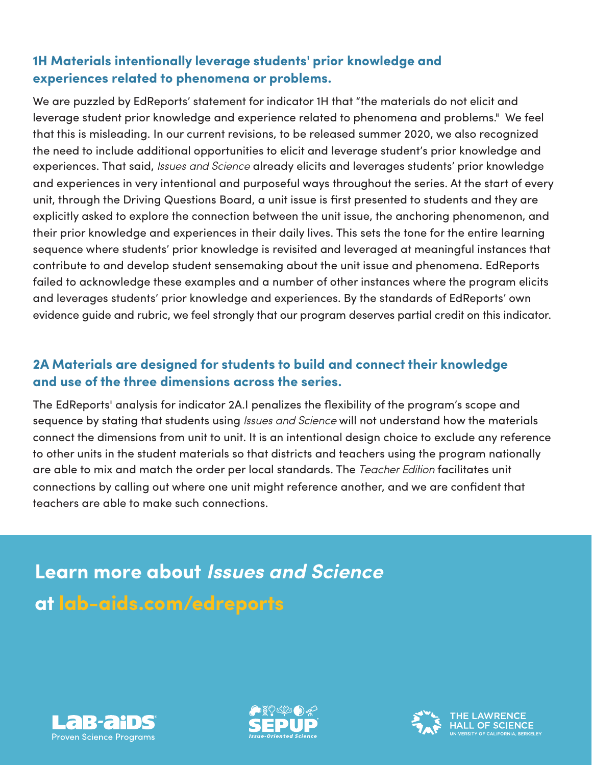### 1H Materials intentionally leverage students' prior knowledge and experiences related to phenomena or problems.

We are puzzled by EdReports' statement for indicator 1H that "the materials do not elicit and leverage student prior knowledge and experience related to phenomena and problems." We feel that this is misleading. In our current revisions, to be released summer 2020, we also recognized the need to include additional opportunities to elicit and leverage student's prior knowledge and experiences. That said, *Issues and Science* already elicits and leverages students' prior knowledge and experiences in very intentional and purposeful ways throughout the series. At the start of every unit, through the Driving Questions Board, a unit issue is first presented to students and they are explicitly asked to explore the connection between the unit issue, the anchoring phenomenon, and their prior knowledge and experiences in their daily lives. This sets the tone for the entire learning sequence where students' prior knowledge is revisited and leveraged at meaningful instances that contribute to and develop student sensemaking about the unit issue and phenomena. EdReports failed to acknowledge these examples and a number of other instances where the program elicits and leverages students' prior knowledge and experiences. By the standards of EdReports' own evidence guide and rubric, we feel strongly that our program deserves partial credit on this indicator.

### 2A Materials are designed for students to build and connect their knowledge and use of the three dimensions across the series.

The EdReports' analysis for indicator 2A.I penalizes the flexibility of the program's scope and sequence by stating that students using *Issues and Science* will not understand how the materials connect the dimensions from unit to unit. It is an intentional design choice to exclude any reference to other units in the student materials so that districts and teachers using the program nationally are able to mix and match the order per local standards. The *Teacher Edition* facilitates unit connections by calling out where one unit might reference another, and we are confident that teachers are able to make such connections.

## Learn more about *Issues and Science* at lab-aids.com/edreports

LAB-AIDS® Proven Science Programs

SEPUP Issue-Oriented Science

THE LAWRENCE HALL OF SCIENCE UNIVERSITY OF CALIFORNIA, BERKELEY